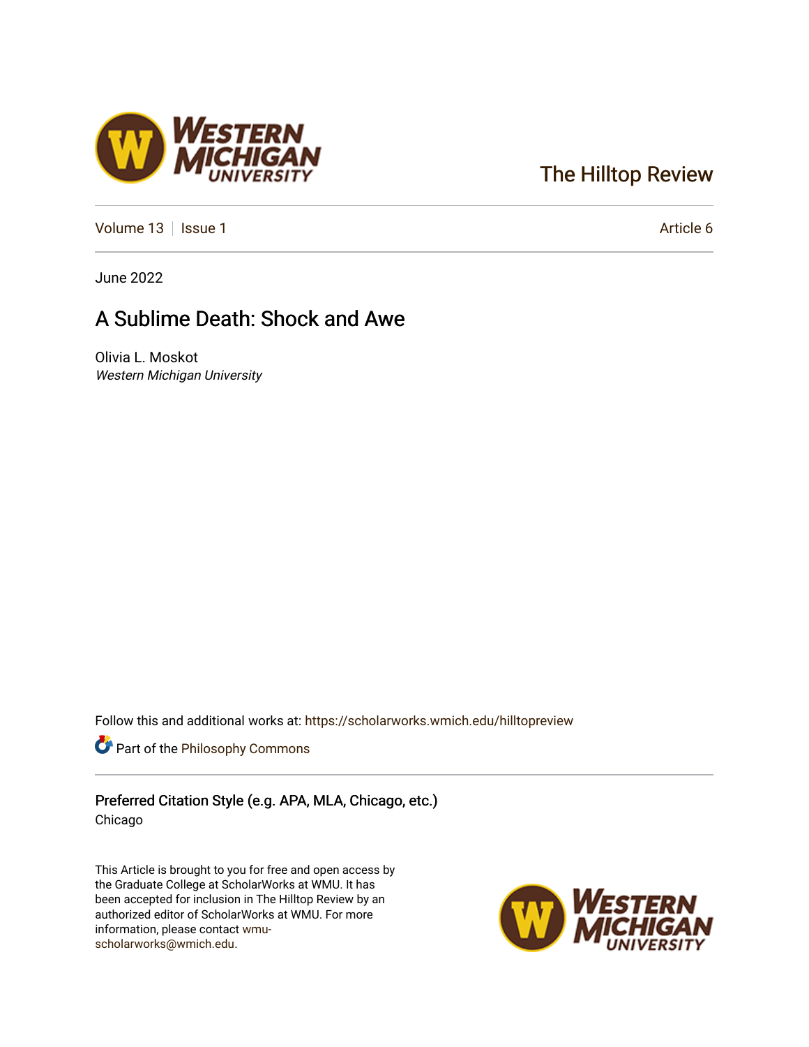The Hilltop Review

Volume 13 | Issue 1 | Article 6

June 2022

# A Sublime Death: Shock and Awe

Olivia L. Moskot
*Western Michigan University*

Follow this and additional works at: https://scholarworks.wmich.edu/hilltopreview

Part of the Philosophy Commons

Preferred Citation Style (e.g. APA, MLA, Chicago, etc.)
Chicago

This Article is brought to you for free and open access by the Graduate College at ScholarWorks at WMU. It has been accepted for inclusion in The Hilltop Review by an authorized editor of ScholarWorks at WMU. For more information, please contact wmu-scholarworks@wmich.edu.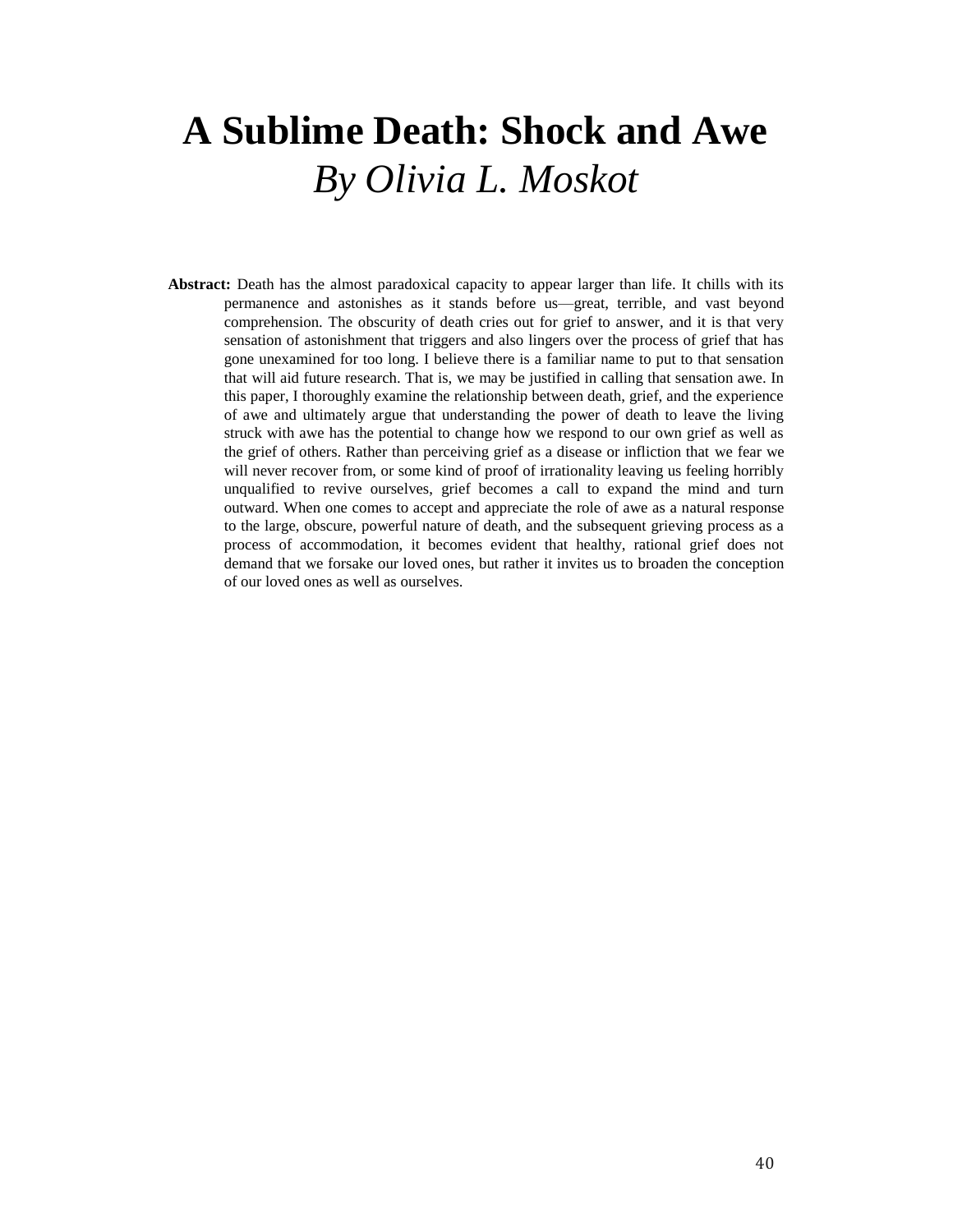# A Sublime Death: Shock and Awe

*By Olivia L. Moskot*

**Abstract:** Death has the almost paradoxical capacity to appear larger than life. It chills with its permanence and astonishes as it stands before us—great, terrible, and vast beyond comprehension. The obscurity of death cries out for grief to answer, and it is that very sensation of astonishment that triggers and also lingers over the process of grief that has gone unexamined for too long. I believe there is a familiar name to put to that sensation that will aid future research. That is, we may be justified in calling that sensation awe. In this paper, I thoroughly examine the relationship between death, grief, and the experience of awe and ultimately argue that understanding the power of death to leave the living struck with awe has the potential to change how we respond to our own grief as well as the grief of others. Rather than perceiving grief as a disease or infliction that we fear we will never recover from, or some kind of proof of irrationality leaving us feeling horribly unqualified to revive ourselves, grief becomes a call to expand the mind and turn outward. When one comes to accept and appreciate the role of awe as a natural response to the large, obscure, powerful nature of death, and the subsequent grieving process as a process of accommodation, it becomes evident that healthy, rational grief does not demand that we forsake our loved ones, but rather it invites us to broaden the conception of our loved ones as well as ourselves.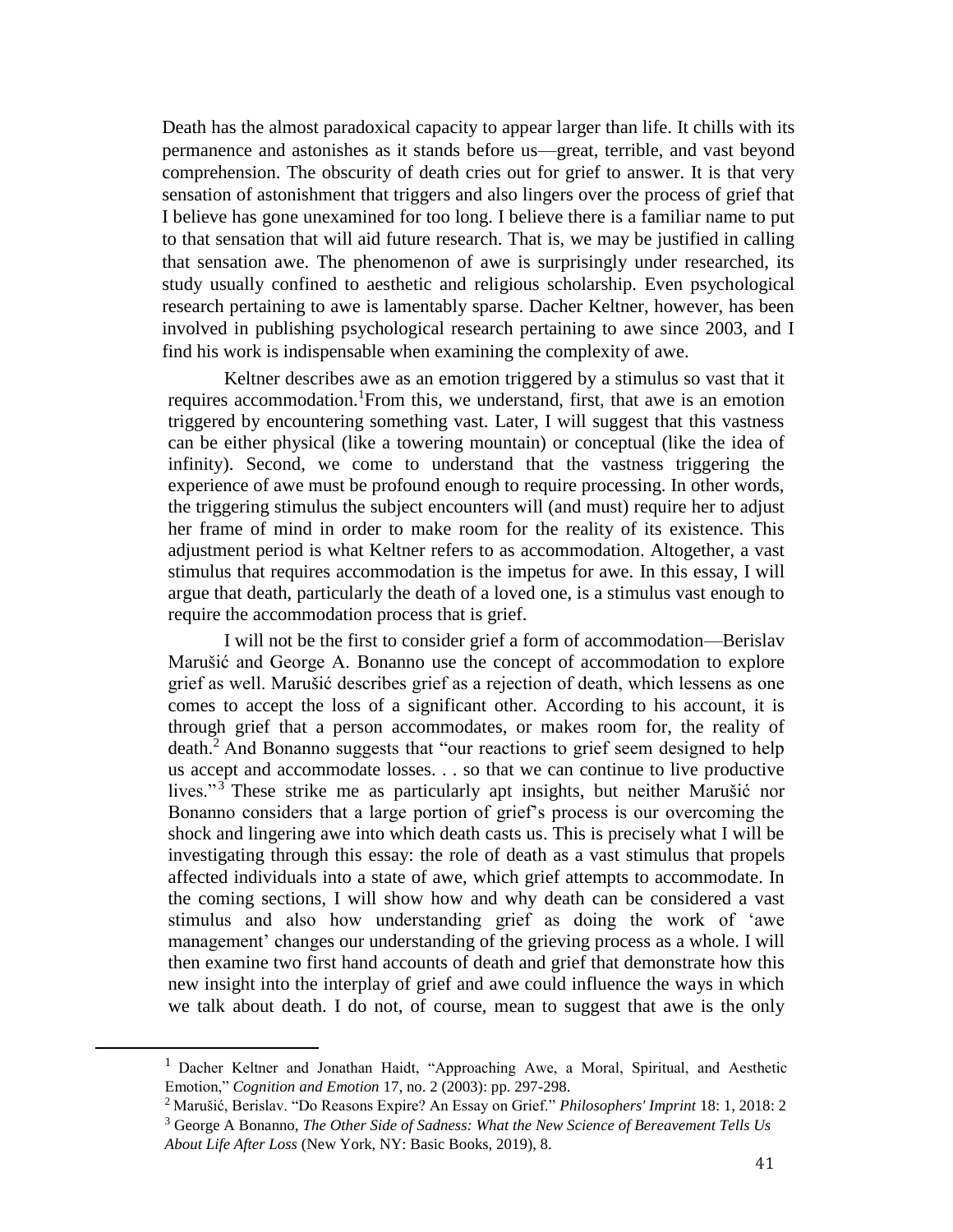Death has the almost paradoxical capacity to appear larger than life. It chills with its permanence and astonishes as it stands before us—great, terrible, and vast beyond comprehension. The obscurity of death cries out for grief to answer. It is that very sensation of astonishment that triggers and also lingers over the process of grief that I believe has gone unexamined for too long. I believe there is a familiar name to put to that sensation that will aid future research. That is, we may be justified in calling that sensation awe. The phenomenon of awe is surprisingly under researched, its study usually confined to aesthetic and religious scholarship. Even psychological research pertaining to awe is lamentably sparse. Dacher Keltner, however, has been involved in publishing psychological research pertaining to awe since 2003, and I find his work is indispensable when examining the complexity of awe.

Keltner describes awe as an emotion triggered by a stimulus so vast that it requires accommodation.[1] From this, we understand, first, that awe is an emotion triggered by encountering something vast. Later, I will suggest that this vastness can be either physical (like a towering mountain) or conceptual (like the idea of infinity). Second, we come to understand that the vastness triggering the experience of awe must be profound enough to require processing. In other words, the triggering stimulus the subject encounters will (and must) require her to adjust her frame of mind in order to make room for the reality of its existence. This adjustment period is what Keltner refers to as accommodation. Altogether, a vast stimulus that requires accommodation is the impetus for awe. In this essay, I will argue that death, particularly the death of a loved one, is a stimulus vast enough to require the accommodation process that is grief.

I will not be the first to consider grief a form of accommodation—Berislav Marušić and George A. Bonanno use the concept of accommodation to explore grief as well. Marušić describes grief as a rejection of death, which lessens as one comes to accept the loss of a significant other. According to his account, it is through grief that a person accommodates, or makes room for, the reality of death.[2] And Bonanno suggests that "our reactions to grief seem designed to help us accept and accommodate losses. . . so that we can continue to live productive lives."[3] These strike me as particularly apt insights, but neither Marušić nor Bonanno considers that a large portion of grief's process is our overcoming the shock and lingering awe into which death casts us. This is precisely what I will be investigating through this essay: the role of death as a vast stimulus that propels affected individuals into a state of awe, which grief attempts to accommodate. In the coming sections, I will show how and why death can be considered a vast stimulus and also how understanding grief as doing the work of 'awe management' changes our understanding of the grieving process as a whole. I will then examine two first hand accounts of death and grief that demonstrate how this new insight into the interplay of grief and awe could influence the ways in which we talk about death. I do not, of course, mean to suggest that awe is the only

---

[1] Dacher Keltner and Jonathan Haidt, "Approaching Awe, a Moral, Spiritual, and Aesthetic Emotion," *Cognition and Emotion* 17, no. 2 (2003): pp. 297-298.

[2] Marušić, Berislav. "Do Reasons Expire? An Essay on Grief." *Philosophers' Imprint* 18: 1, 2018: 2

[3] George A Bonanno, *The Other Side of Sadness: What the New Science of Bereavement Tells Us About Life After Loss* (New York, NY: Basic Books, 2019), 8.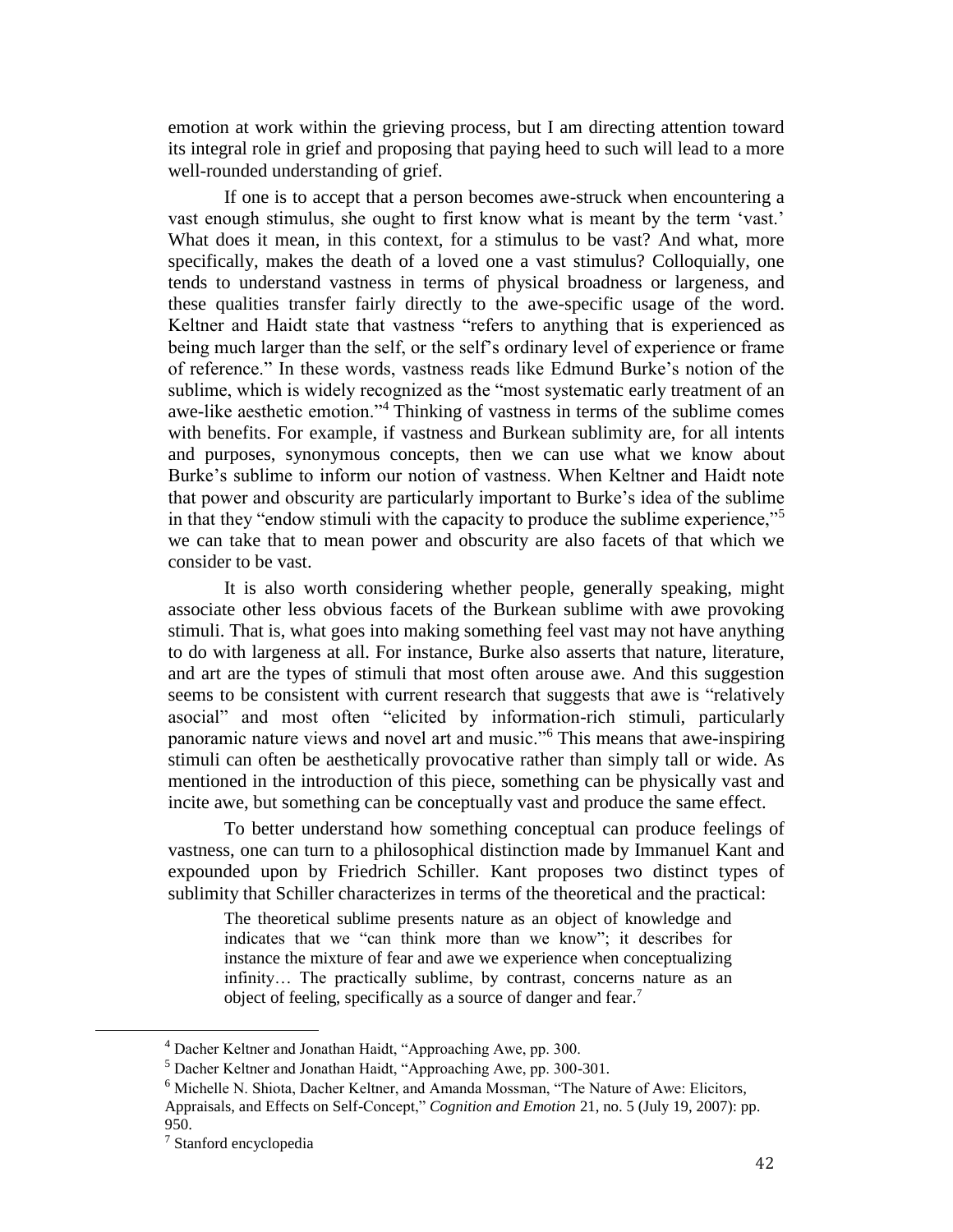emotion at work within the grieving process, but I am directing attention toward its integral role in grief and proposing that paying heed to such will lead to a more well-rounded understanding of grief.

If one is to accept that a person becomes awe-struck when encountering a vast enough stimulus, she ought to first know what is meant by the term 'vast.' What does it mean, in this context, for a stimulus to be vast? And what, more specifically, makes the death of a loved one a vast stimulus? Colloquially, one tends to understand vastness in terms of physical broadness or largeness, and these qualities transfer fairly directly to the awe-specific usage of the word. Keltner and Haidt state that vastness "refers to anything that is experienced as being much larger than the self, or the self's ordinary level of experience or frame of reference." In these words, vastness reads like Edmund Burke's notion of the sublime, which is widely recognized as the "most systematic early treatment of an awe-like aesthetic emotion."[4] Thinking of vastness in terms of the sublime comes with benefits. For example, if vastness and Burkean sublimity are, for all intents and purposes, synonymous concepts, then we can use what we know about Burke's sublime to inform our notion of vastness. When Keltner and Haidt note that power and obscurity are particularly important to Burke's idea of the sublime in that they "endow stimuli with the capacity to produce the sublime experience,"[5] we can take that to mean power and obscurity are also facets of that which we consider to be vast.

It is also worth considering whether people, generally speaking, might associate other less obvious facets of the Burkean sublime with awe provoking stimuli. That is, what goes into making something feel vast may not have anything to do with largeness at all. For instance, Burke also asserts that nature, literature, and art are the types of stimuli that most often arouse awe. And this suggestion seems to be consistent with current research that suggests that awe is "relatively asocial" and most often "elicited by information-rich stimuli, particularly panoramic nature views and novel art and music."[6] This means that awe-inspiring stimuli can often be aesthetically provocative rather than simply tall or wide. As mentioned in the introduction of this piece, something can be physically vast and incite awe, but something can be conceptually vast and produce the same effect.

To better understand how something conceptual can produce feelings of vastness, one can turn to a philosophical distinction made by Immanuel Kant and expounded upon by Friedrich Schiller. Kant proposes two distinct types of sublimity that Schiller characterizes in terms of the theoretical and the practical:

> The theoretical sublime presents nature as an object of knowledge and indicates that we "can think more than we know"; it describes for instance the mixture of fear and awe we experience when conceptualizing infinity… The practically sublime, by contrast, concerns nature as an object of feeling, specifically as a source of danger and fear.[7]

---

[4] Dacher Keltner and Jonathan Haidt, "Approaching Awe, pp. 300.

[5] Dacher Keltner and Jonathan Haidt, "Approaching Awe, pp. 300-301.

[6] Michelle N. Shiota, Dacher Keltner, and Amanda Mossman, "The Nature of Awe: Elicitors, Appraisals, and Effects on Self-Concept," *Cognition and Emotion* 21, no. 5 (July 19, 2007): pp. 950.

[7] Stanford encyclopedia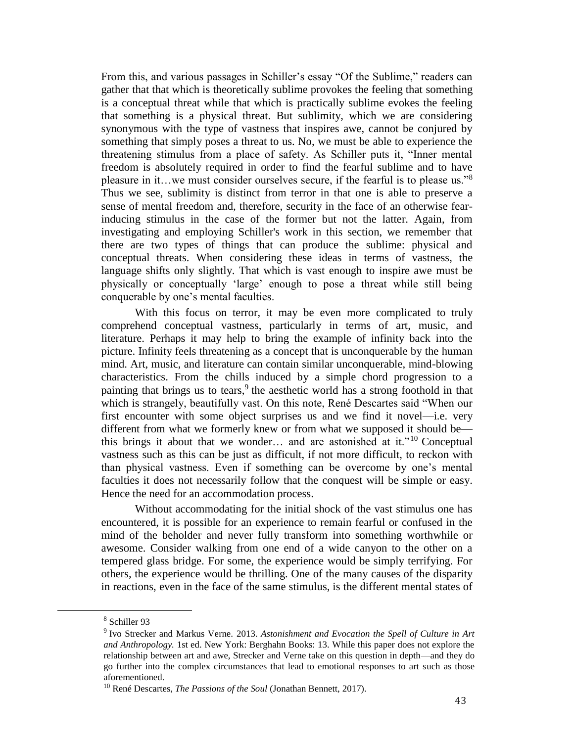From this, and various passages in Schiller's essay "Of the Sublime," readers can gather that that which is theoretically sublime provokes the feeling that something is a conceptual threat while that which is practically sublime evokes the feeling that something is a physical threat. But sublimity, which we are considering synonymous with the type of vastness that inspires awe, cannot be conjured by something that simply poses a threat to us. No, we must be able to experience the threatening stimulus from a place of safety. As Schiller puts it, "Inner mental freedom is absolutely required in order to find the fearful sublime and to have pleasure in it…we must consider ourselves secure, if the fearful is to please us."[8] Thus we see, sublimity is distinct from terror in that one is able to preserve a sense of mental freedom and, therefore, security in the face of an otherwise fear-inducing stimulus in the case of the former but not the latter. Again, from investigating and employing Schiller's work in this section, we remember that there are two types of things that can produce the sublime: physical and conceptual threats. When considering these ideas in terms of vastness, the language shifts only slightly. That which is vast enough to inspire awe must be physically or conceptually 'large' enough to pose a threat while still being conquerable by one's mental faculties.

With this focus on terror, it may be even more complicated to truly comprehend conceptual vastness, particularly in terms of art, music, and literature. Perhaps it may help to bring the example of infinity back into the picture. Infinity feels threatening as a concept that is unconquerable by the human mind. Art, music, and literature can contain similar unconquerable, mind-blowing characteristics. From the chills induced by a simple chord progression to a painting that brings us to tears,[9] the aesthetic world has a strong foothold in that which is strangely, beautifully vast. On this note, René Descartes said "When our first encounter with some object surprises us and we find it novel—i.e. very different from what we formerly knew or from what we supposed it should be—this brings it about that we wonder… and are astonished at it."[10] Conceptual vastness such as this can be just as difficult, if not more difficult, to reckon with than physical vastness. Even if something can be overcome by one's mental faculties it does not necessarily follow that the conquest will be simple or easy. Hence the need for an accommodation process.

Without accommodating for the initial shock of the vast stimulus one has encountered, it is possible for an experience to remain fearful or confused in the mind of the beholder and never fully transform into something worthwhile or awesome. Consider walking from one end of a wide canyon to the other on a tempered glass bridge. For some, the experience would be simply terrifying. For others, the experience would be thrilling. One of the many causes of the disparity in reactions, even in the face of the same stimulus, is the different mental states of

---

[8] Schiller 93

[9] Ivo Strecker and Markus Verne. 2013. *Astonishment and Evocation the Spell of Culture in Art and Anthropology.* 1st ed. New York: Berghahn Books: 13. While this paper does not explore the relationship between art and awe, Strecker and Verne take on this question in depth—and they do go further into the complex circumstances that lead to emotional responses to art such as those aforementioned.

[10] René Descartes, *The Passions of the Soul* (Jonathan Bennett, 2017).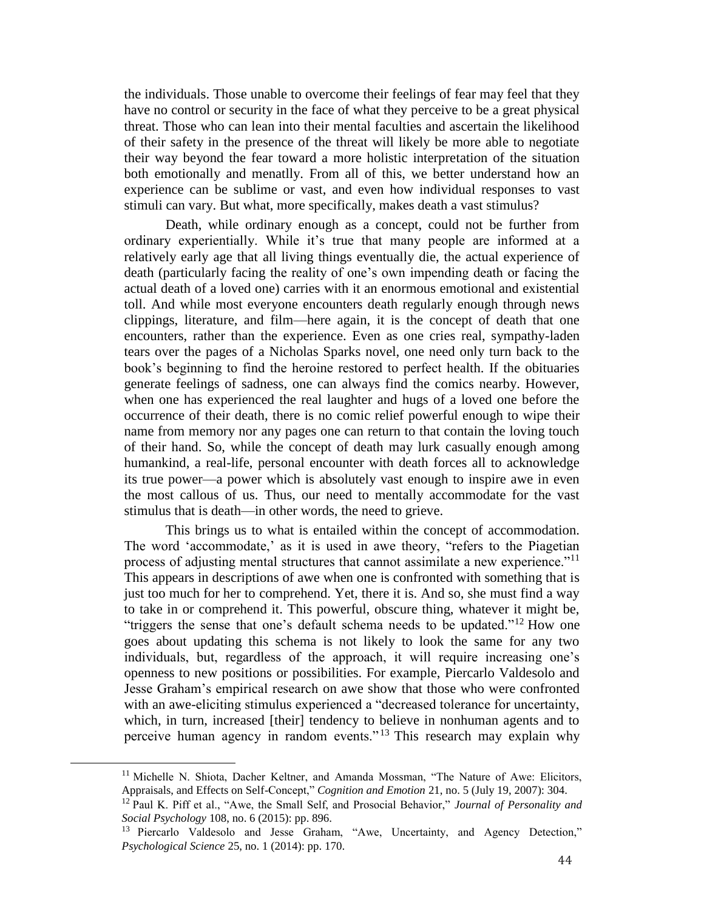the individuals. Those unable to overcome their feelings of fear may feel that they have no control or security in the face of what they perceive to be a great physical threat. Those who can lean into their mental faculties and ascertain the likelihood of their safety in the presence of the threat will likely be more able to negotiate their way beyond the fear toward a more holistic interpretation of the situation both emotionally and menatlly. From all of this, we better understand how an experience can be sublime or vast, and even how individual responses to vast stimuli can vary. But what, more specifically, makes death a vast stimulus?

Death, while ordinary enough as a concept, could not be further from ordinary experientially. While it's true that many people are informed at a relatively early age that all living things eventually die, the actual experience of death (particularly facing the reality of one's own impending death or facing the actual death of a loved one) carries with it an enormous emotional and existential toll. And while most everyone encounters death regularly enough through news clippings, literature, and film—here again, it is the concept of death that one encounters, rather than the experience. Even as one cries real, sympathy-laden tears over the pages of a Nicholas Sparks novel, one need only turn back to the book's beginning to find the heroine restored to perfect health. If the obituaries generate feelings of sadness, one can always find the comics nearby. However, when one has experienced the real laughter and hugs of a loved one before the occurrence of their death, there is no comic relief powerful enough to wipe their name from memory nor any pages one can return to that contain the loving touch of their hand. So, while the concept of death may lurk casually enough among humankind, a real-life, personal encounter with death forces all to acknowledge its true power—a power which is absolutely vast enough to inspire awe in even the most callous of us. Thus, our need to mentally accommodate for the vast stimulus that is death—in other words, the need to grieve.

This brings us to what is entailed within the concept of accommodation. The word 'accommodate,' as it is used in awe theory, "refers to the Piagetian process of adjusting mental structures that cannot assimilate a new experience."[11] This appears in descriptions of awe when one is confronted with something that is just too much for her to comprehend. Yet, there it is. And so, she must find a way to take in or comprehend it. This powerful, obscure thing, whatever it might be, "triggers the sense that one's default schema needs to be updated."[12] How one goes about updating this schema is not likely to look the same for any two individuals, but, regardless of the approach, it will require increasing one's openness to new positions or possibilities. For example, Piercarlo Valdesolo and Jesse Graham's empirical research on awe show that those who were confronted with an awe-eliciting stimulus experienced a "decreased tolerance for uncertainty, which, in turn, increased [their] tendency to believe in nonhuman agents and to perceive human agency in random events."[13] This research may explain why

---

[11] Michelle N. Shiota, Dacher Keltner, and Amanda Mossman, "The Nature of Awe: Elicitors, Appraisals, and Effects on Self-Concept," *Cognition and Emotion* 21, no. 5 (July 19, 2007): 304.

[12] Paul K. Piff et al., "Awe, the Small Self, and Prosocial Behavior," *Journal of Personality and Social Psychology* 108, no. 6 (2015): pp. 896.

[13] Piercarlo Valdesolo and Jesse Graham, "Awe, Uncertainty, and Agency Detection," *Psychological Science* 25, no. 1 (2014): pp. 170.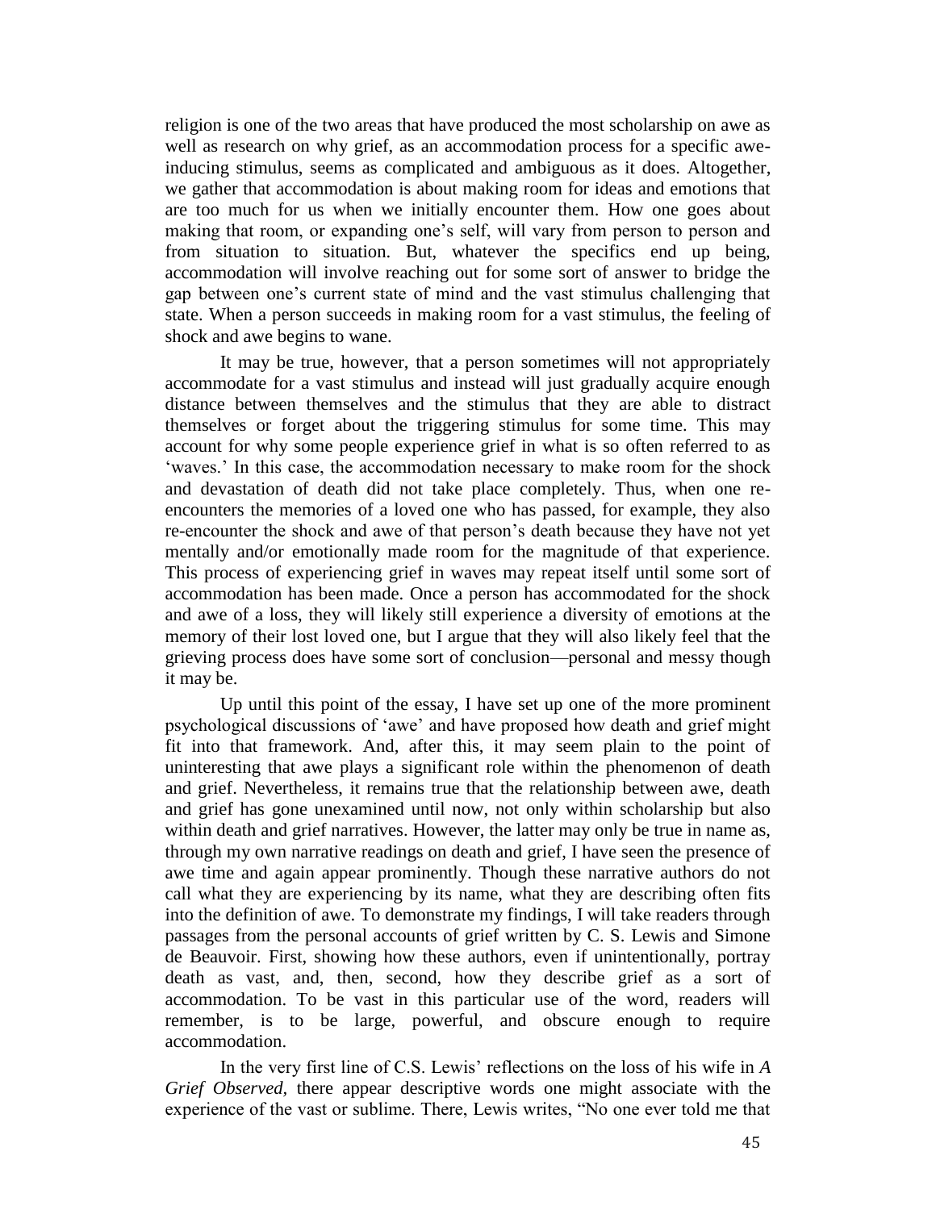religion is one of the two areas that have produced the most scholarship on awe as well as research on why grief, as an accommodation process for a specific awe-inducing stimulus, seems as complicated and ambiguous as it does. Altogether, we gather that accommodation is about making room for ideas and emotions that are too much for us when we initially encounter them. How one goes about making that room, or expanding one's self, will vary from person to person and from situation to situation. But, whatever the specifics end up being, accommodation will involve reaching out for some sort of answer to bridge the gap between one's current state of mind and the vast stimulus challenging that state. When a person succeeds in making room for a vast stimulus, the feeling of shock and awe begins to wane.

It may be true, however, that a person sometimes will not appropriately accommodate for a vast stimulus and instead will just gradually acquire enough distance between themselves and the stimulus that they are able to distract themselves or forget about the triggering stimulus for some time. This may account for why some people experience grief in what is so often referred to as 'waves.' In this case, the accommodation necessary to make room for the shock and devastation of death did not take place completely. Thus, when one re-encounters the memories of a loved one who has passed, for example, they also re-encounter the shock and awe of that person's death because they have not yet mentally and/or emotionally made room for the magnitude of that experience. This process of experiencing grief in waves may repeat itself until some sort of accommodation has been made. Once a person has accommodated for the shock and awe of a loss, they will likely still experience a diversity of emotions at the memory of their lost loved one, but I argue that they will also likely feel that the grieving process does have some sort of conclusion—personal and messy though it may be.

Up until this point of the essay, I have set up one of the more prominent psychological discussions of 'awe' and have proposed how death and grief might fit into that framework. And, after this, it may seem plain to the point of uninteresting that awe plays a significant role within the phenomenon of death and grief. Nevertheless, it remains true that the relationship between awe, death and grief has gone unexamined until now, not only within scholarship but also within death and grief narratives. However, the latter may only be true in name as, through my own narrative readings on death and grief, I have seen the presence of awe time and again appear prominently. Though these narrative authors do not call what they are experiencing by its name, what they are describing often fits into the definition of awe. To demonstrate my findings, I will take readers through passages from the personal accounts of grief written by C. S. Lewis and Simone de Beauvoir. First, showing how these authors, even if unintentionally, portray death as vast, and, then, second, how they describe grief as a sort of accommodation. To be vast in this particular use of the word, readers will remember, is to be large, powerful, and obscure enough to require accommodation.

In the very first line of C.S. Lewis' reflections on the loss of his wife in *A Grief Observed*, there appear descriptive words one might associate with the experience of the vast or sublime. There, Lewis writes, "No one ever told me that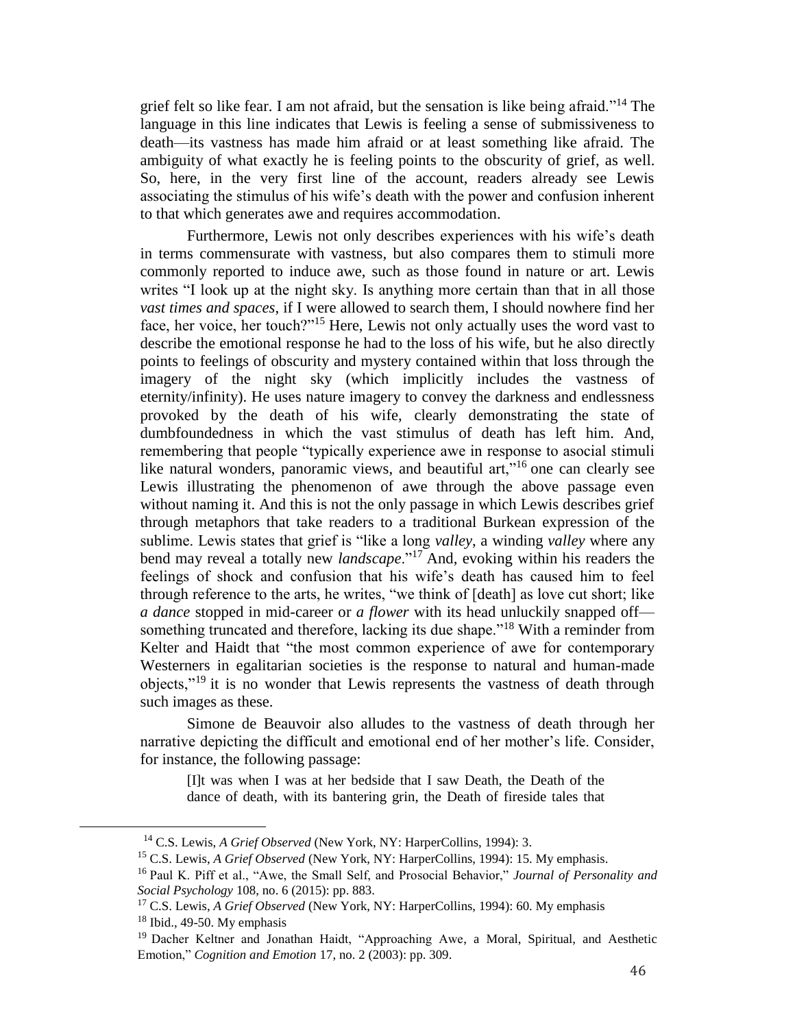grief felt so like fear. I am not afraid, but the sensation is like being afraid."[14] The language in this line indicates that Lewis is feeling a sense of submissiveness to death—its vastness has made him afraid or at least something like afraid. The ambiguity of what exactly he is feeling points to the obscurity of grief, as well. So, here, in the very first line of the account, readers already see Lewis associating the stimulus of his wife's death with the power and confusion inherent to that which generates awe and requires accommodation.

Furthermore, Lewis not only describes experiences with his wife's death in terms commensurate with vastness, but also compares them to stimuli more commonly reported to induce awe, such as those found in nature or art. Lewis writes "I look up at the night sky. Is anything more certain than that in all those *vast times and spaces*, if I were allowed to search them, I should nowhere find her face, her voice, her touch?"[15] Here, Lewis not only actually uses the word vast to describe the emotional response he had to the loss of his wife, but he also directly points to feelings of obscurity and mystery contained within that loss through the imagery of the night sky (which implicitly includes the vastness of eternity/infinity). He uses nature imagery to convey the darkness and endlessness provoked by the death of his wife, clearly demonstrating the state of dumbfoundedness in which the vast stimulus of death has left him. And, remembering that people "typically experience awe in response to asocial stimuli like natural wonders, panoramic views, and beautiful art,"[16] one can clearly see Lewis illustrating the phenomenon of awe through the above passage even without naming it. And this is not the only passage in which Lewis describes grief through metaphors that take readers to a traditional Burkean expression of the sublime. Lewis states that grief is "like a long *valley*, a winding *valley* where any bend may reveal a totally new *landscape*."[17] And, evoking within his readers the feelings of shock and confusion that his wife's death has caused him to feel through reference to the arts, he writes, "we think of [death] as love cut short; like *a dance* stopped in mid-career or *a flower* with its head unluckily snapped off—something truncated and therefore, lacking its due shape."[18] With a reminder from Kelter and Haidt that "the most common experience of awe for contemporary Westerners in egalitarian societies is the response to natural and human-made objects,"[19] it is no wonder that Lewis represents the vastness of death through such images as these.

Simone de Beauvoir also alludes to the vastness of death through her narrative depicting the difficult and emotional end of her mother's life. Consider, for instance, the following passage:

> [I]t was when I was at her bedside that I saw Death, the Death of the dance of death, with its bantering grin, the Death of fireside tales that

---

[14] C.S. Lewis, *A Grief Observed* (New York, NY: HarperCollins, 1994): 3.

[15] C.S. Lewis, *A Grief Observed* (New York, NY: HarperCollins, 1994): 15. My emphasis.

[16] Paul K. Piff et al., "Awe, the Small Self, and Prosocial Behavior," *Journal of Personality and Social Psychology* 108, no. 6 (2015): pp. 883.

[17] C.S. Lewis, *A Grief Observed* (New York, NY: HarperCollins, 1994): 60. My emphasis

[18] Ibid., 49-50. My emphasis

[19] Dacher Keltner and Jonathan Haidt, "Approaching Awe, a Moral, Spiritual, and Aesthetic Emotion," *Cognition and Emotion* 17, no. 2 (2003): pp. 309.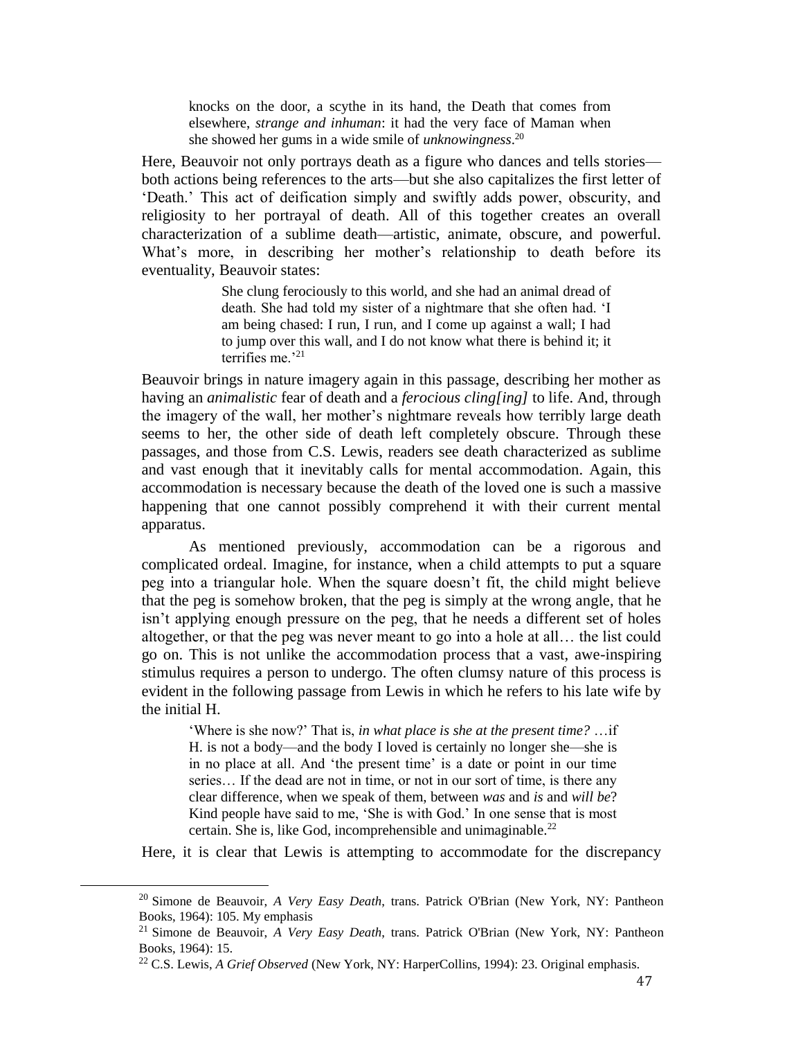> knocks on the door, a scythe in its hand, the Death that comes from elsewhere, *strange and inhuman*: it had the very face of Maman when she showed her gums in a wide smile of *unknowingness*.[20]

Here, Beauvoir not only portrays death as a figure who dances and tells stories—both actions being references to the arts—but she also capitalizes the first letter of 'Death.' This act of deification simply and swiftly adds power, obscurity, and religiosity to her portrayal of death. All of this together creates an overall characterization of a sublime death—artistic, animate, obscure, and powerful. What's more, in describing her mother's relationship to death before its eventuality, Beauvoir states:

> She clung ferociously to this world, and she had an animal dread of death. She had told my sister of a nightmare that she often had. 'I am being chased: I run, I run, and I come up against a wall; I had to jump over this wall, and I do not know what there is behind it; it terrifies me.'[21]

Beauvoir brings in nature imagery again in this passage, describing her mother as having an *animalistic* fear of death and a *ferocious cling[ing]* to life. And, through the imagery of the wall, her mother's nightmare reveals how terribly large death seems to her, the other side of death left completely obscure. Through these passages, and those from C.S. Lewis, readers see death characterized as sublime and vast enough that it inevitably calls for mental accommodation. Again, this accommodation is necessary because the death of the loved one is such a massive happening that one cannot possibly comprehend it with their current mental apparatus.

As mentioned previously, accommodation can be a rigorous and complicated ordeal. Imagine, for instance, when a child attempts to put a square peg into a triangular hole. When the square doesn't fit, the child might believe that the peg is somehow broken, that the peg is simply at the wrong angle, that he isn't applying enough pressure on the peg, that he needs a different set of holes altogether, or that the peg was never meant to go into a hole at all… the list could go on. This is not unlike the accommodation process that a vast, awe-inspiring stimulus requires a person to undergo. The often clumsy nature of this process is evident in the following passage from Lewis in which he refers to his late wife by the initial H.

> 'Where is she now?' That is, *in what place is she at the present time?* …if H. is not a body—and the body I loved is certainly no longer she—she is in no place at all. And 'the present time' is a date or point in our time series… If the dead are not in time, or not in our sort of time, is there any clear difference, when we speak of them, between *was* and *is* and *will be*? Kind people have said to me, 'She is with God.' In one sense that is most certain. She is, like God, incomprehensible and unimaginable.[22]

Here, it is clear that Lewis is attempting to accommodate for the discrepancy

---

[20] Simone de Beauvoir, *A Very Easy Death*, trans. Patrick O'Brian (New York, NY: Pantheon Books, 1964): 105. My emphasis

[21] Simone de Beauvoir, *A Very Easy Death*, trans. Patrick O'Brian (New York, NY: Pantheon Books, 1964): 15.

[22] C.S. Lewis, *A Grief Observed* (New York, NY: HarperCollins, 1994): 23. Original emphasis.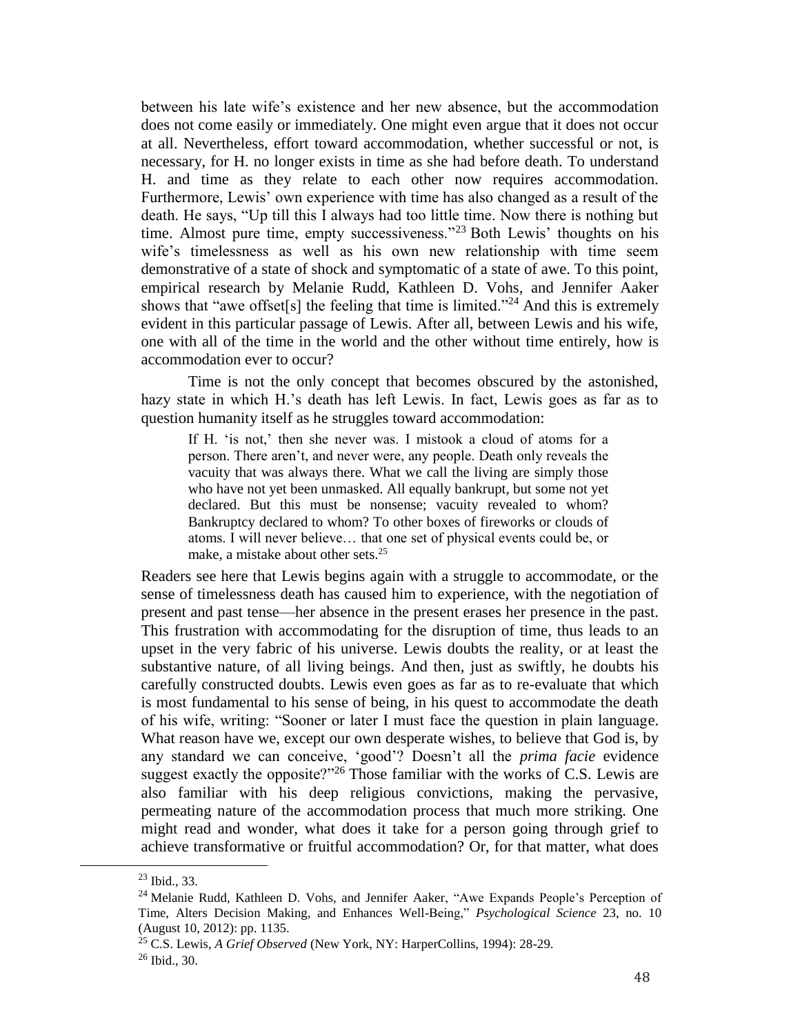between his late wife's existence and her new absence, but the accommodation does not come easily or immediately. One might even argue that it does not occur at all. Nevertheless, effort toward accommodation, whether successful or not, is necessary, for H. no longer exists in time as she had before death. To understand H. and time as they relate to each other now requires accommodation. Furthermore, Lewis' own experience with time has also changed as a result of the death. He says, "Up till this I always had too little time. Now there is nothing but time. Almost pure time, empty successiveness."[23] Both Lewis' thoughts on his wife's timelessness as well as his own new relationship with time seem demonstrative of a state of shock and symptomatic of a state of awe. To this point, empirical research by Melanie Rudd, Kathleen D. Vohs, and Jennifer Aaker shows that "awe offset[s] the feeling that time is limited."[24] And this is extremely evident in this particular passage of Lewis. After all, between Lewis and his wife, one with all of the time in the world and the other without time entirely, how is accommodation ever to occur?

Time is not the only concept that becomes obscured by the astonished, hazy state in which H.'s death has left Lewis. In fact, Lewis goes as far as to question humanity itself as he struggles toward accommodation:

> If H. 'is not,' then she never was. I mistook a cloud of atoms for a person. There aren't, and never were, any people. Death only reveals the vacuity that was always there. What we call the living are simply those who have not yet been unmasked. All equally bankrupt, but some not yet declared. But this must be nonsense; vacuity revealed to whom? Bankruptcy declared to whom? To other boxes of fireworks or clouds of atoms. I will never believe… that one set of physical events could be, or make, a mistake about other sets.[25]

Readers see here that Lewis begins again with a struggle to accommodate, or the sense of timelessness death has caused him to experience, with the negotiation of present and past tense—her absence in the present erases her presence in the past. This frustration with accommodating for the disruption of time, thus leads to an upset in the very fabric of his universe. Lewis doubts the reality, or at least the substantive nature, of all living beings. And then, just as swiftly, he doubts his carefully constructed doubts. Lewis even goes as far as to re-evaluate that which is most fundamental to his sense of being, in his quest to accommodate the death of his wife, writing: "Sooner or later I must face the question in plain language. What reason have we, except our own desperate wishes, to believe that God is, by any standard we can conceive, 'good'? Doesn't all the *prima facie* evidence suggest exactly the opposite?"[26] Those familiar with the works of C.S. Lewis are also familiar with his deep religious convictions, making the pervasive, permeating nature of the accommodation process that much more striking. One might read and wonder, what does it take for a person going through grief to achieve transformative or fruitful accommodation? Or, for that matter, what does

---

[23] Ibid., 33.

[24] Melanie Rudd, Kathleen D. Vohs, and Jennifer Aaker, "Awe Expands People's Perception of Time, Alters Decision Making, and Enhances Well-Being," *Psychological Science* 23, no. 10 (August 10, 2012): pp. 1135.

[25] C.S. Lewis, *A Grief Observed* (New York, NY: HarperCollins, 1994): 28-29.

[26] Ibid., 30.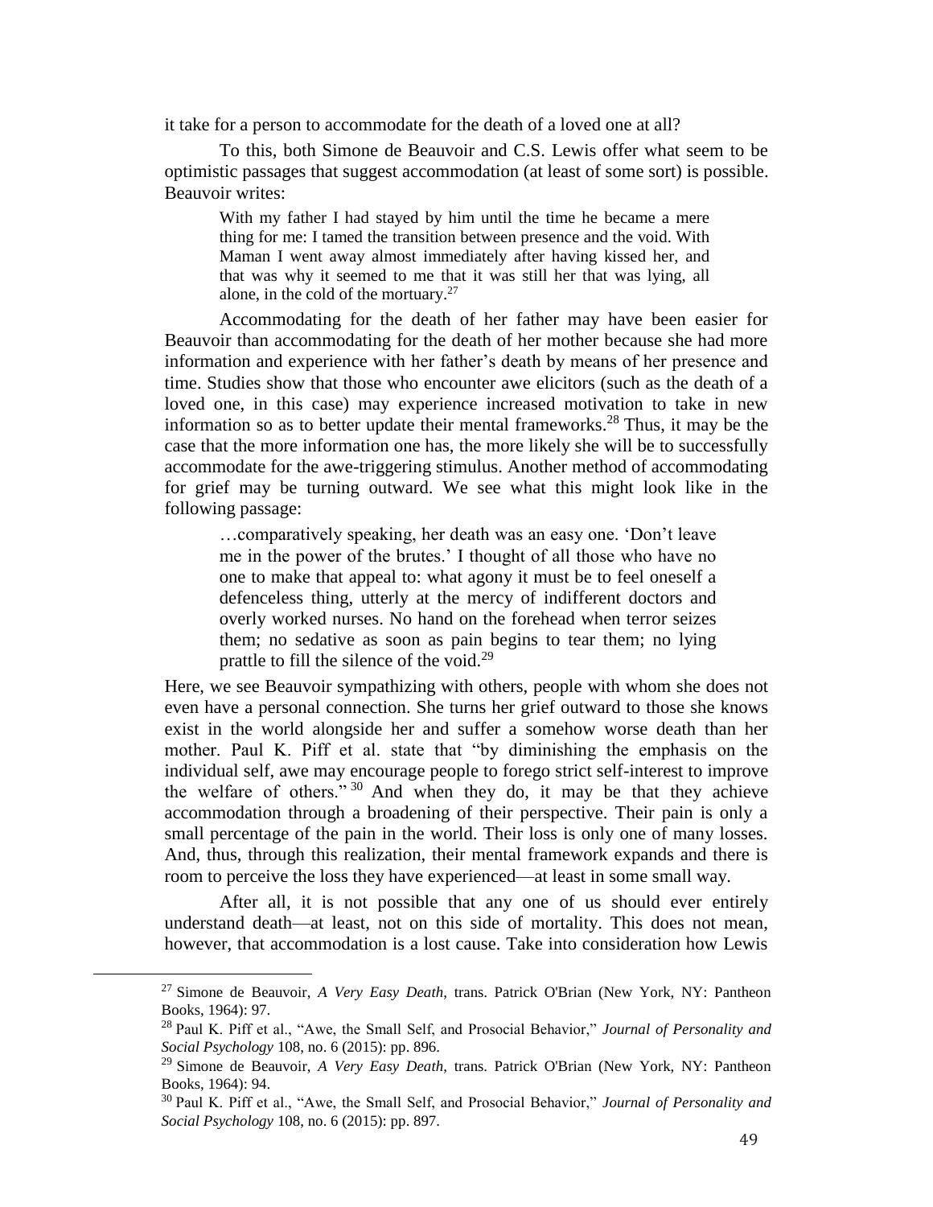it take for a person to accommodate for the death of a loved one at all?

To this, both Simone de Beauvoir and C.S. Lewis offer what seem to be optimistic passages that suggest accommodation (at least of some sort) is possible. Beauvoir writes:

> With my father I had stayed by him until the time he became a mere thing for me: I tamed the transition between presence and the void. With Maman I went away almost immediately after having kissed her, and that was why it seemed to me that it was still her that was lying, all alone, in the cold of the mortuary.[27]

Accommodating for the death of her father may have been easier for Beauvoir than accommodating for the death of her mother because she had more information and experience with her father's death by means of her presence and time. Studies show that those who encounter awe elicitors (such as the death of a loved one, in this case) may experience increased motivation to take in new information so as to better update their mental frameworks.[28] Thus, it may be the case that the more information one has, the more likely she will be to successfully accommodate for the awe-triggering stimulus. Another method of accommodating for grief may be turning outward. We see what this might look like in the following passage:

> …comparatively speaking, her death was an easy one. 'Don't leave me in the power of the brutes.' I thought of all those who have no one to make that appeal to: what agony it must be to feel oneself a defenceless thing, utterly at the mercy of indifferent doctors and overly worked nurses. No hand on the forehead when terror seizes them; no sedative as soon as pain begins to tear them; no lying prattle to fill the silence of the void.[29]

Here, we see Beauvoir sympathizing with others, people with whom she does not even have a personal connection. She turns her grief outward to those she knows exist in the world alongside her and suffer a somehow worse death than her mother. Paul K. Piff et al. state that "by diminishing the emphasis on the individual self, awe may encourage people to forego strict self-interest to improve the welfare of others."[30] And when they do, it may be that they achieve accommodation through a broadening of their perspective. Their pain is only a small percentage of the pain in the world. Their loss is only one of many losses. And, thus, through this realization, their mental framework expands and there is room to perceive the loss they have experienced—at least in some small way.

After all, it is not possible that any one of us should ever entirely understand death—at least, not on this side of mortality. This does not mean, however, that accommodation is a lost cause. Take into consideration how Lewis

---

[27] Simone de Beauvoir, *A Very Easy Death*, trans. Patrick O'Brian (New York, NY: Pantheon Books, 1964): 97.

[28] Paul K. Piff et al., "Awe, the Small Self, and Prosocial Behavior," *Journal of Personality and Social Psychology* 108, no. 6 (2015): pp. 896.

[29] Simone de Beauvoir, *A Very Easy Death*, trans. Patrick O'Brian (New York, NY: Pantheon Books, 1964): 94.

[30] Paul K. Piff et al., "Awe, the Small Self, and Prosocial Behavior," *Journal of Personality and Social Psychology* 108, no. 6 (2015): pp. 897.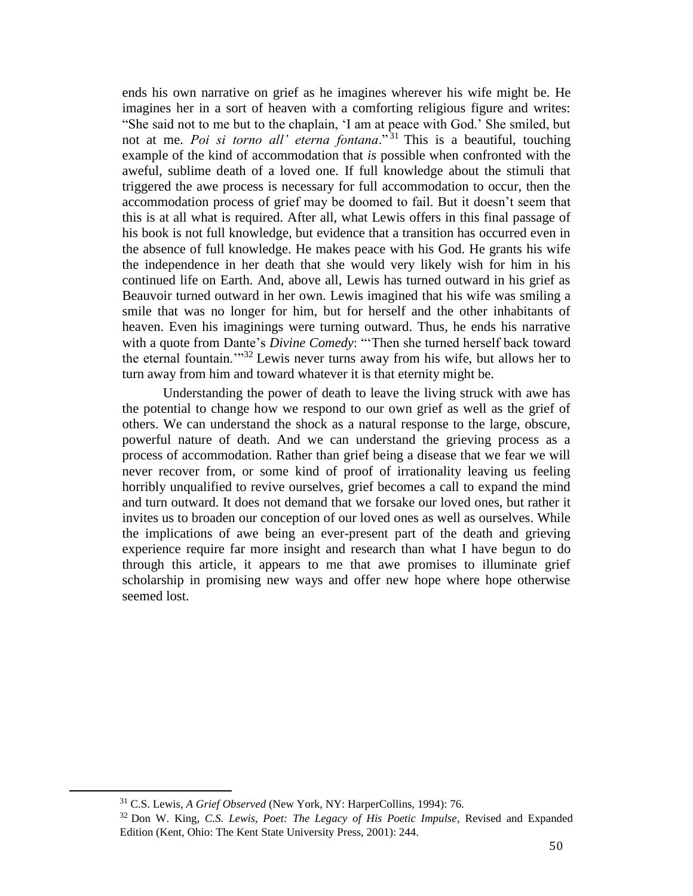ends his own narrative on grief as he imagines wherever his wife might be. He imagines her in a sort of heaven with a comforting religious figure and writes: "She said not to me but to the chaplain, 'I am at peace with God.' She smiled, but not at me. *Poi si torno all' eterna fontana*."[31] This is a beautiful, touching example of the kind of accommodation that *is* possible when confronted with the aweful, sublime death of a loved one. If full knowledge about the stimuli that triggered the awe process is necessary for full accommodation to occur, then the accommodation process of grief may be doomed to fail. But it doesn't seem that this is at all what is required. After all, what Lewis offers in this final passage of his book is not full knowledge, but evidence that a transition has occurred even in the absence of full knowledge. He makes peace with his God. He grants his wife the independence in her death that she would very likely wish for him in his continued life on Earth. And, above all, Lewis has turned outward in his grief as Beauvoir turned outward in her own. Lewis imagined that his wife was smiling a smile that was no longer for him, but for herself and the other inhabitants of heaven. Even his imaginings were turning outward. Thus, he ends his narrative with a quote from Dante's *Divine Comedy*: "'Then she turned herself back toward the eternal fountain.'"[32] Lewis never turns away from his wife, but allows her to turn away from him and toward whatever it is that eternity might be.

Understanding the power of death to leave the living struck with awe has the potential to change how we respond to our own grief as well as the grief of others. We can understand the shock as a natural response to the large, obscure, powerful nature of death. And we can understand the grieving process as a process of accommodation. Rather than grief being a disease that we fear we will never recover from, or some kind of proof of irrationality leaving us feeling horribly unqualified to revive ourselves, grief becomes a call to expand the mind and turn outward. It does not demand that we forsake our loved ones, but rather it invites us to broaden our conception of our loved ones as well as ourselves. While the implications of awe being an ever-present part of the death and grieving experience require far more insight and research than what I have begun to do through this article, it appears to me that awe promises to illuminate grief scholarship in promising new ways and offer new hope where hope otherwise seemed lost.

---

[31] C.S. Lewis, *A Grief Observed* (New York, NY: HarperCollins, 1994): 76.

[32] Don W. King, *C.S. Lewis, Poet: The Legacy of His Poetic Impulse*, Revised and Expanded Edition (Kent, Ohio: The Kent State University Press, 2001): 244.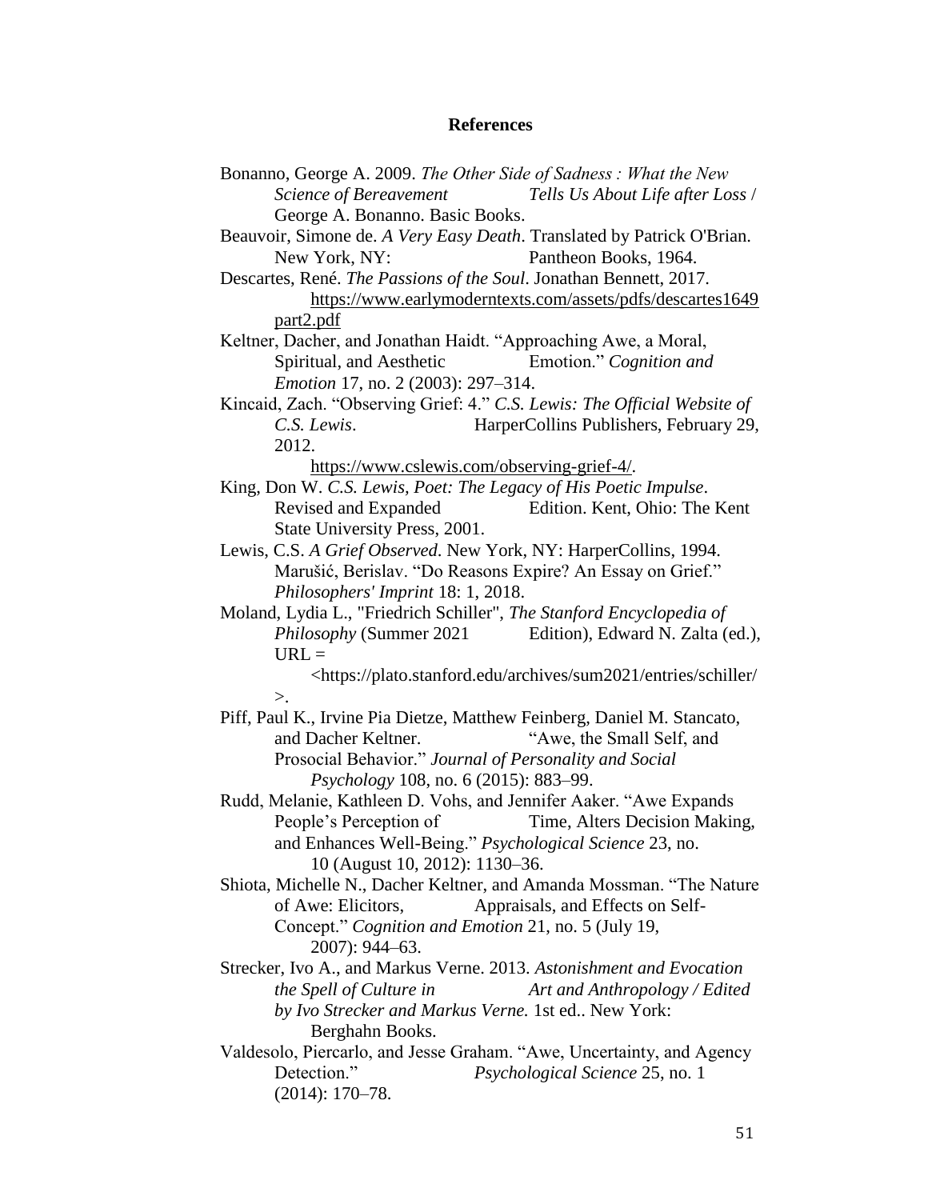## References

Bonanno, George A. 2009. *The Other Side of Sadness : What the New Science of Bereavement Tells Us About Life after Loss* / George A. Bonanno. Basic Books.

Beauvoir, Simone de. *A Very Easy Death*. Translated by Patrick O'Brian. New York, NY: Pantheon Books, 1964.

Descartes, René. *The Passions of the Soul*. Jonathan Bennett, 2017. https://www.earlymoderntexts.com/assets/pdfs/descartes1649part2.pdf

Keltner, Dacher, and Jonathan Haidt. "Approaching Awe, a Moral, Spiritual, and Aesthetic Emotion." *Cognition and Emotion* 17, no. 2 (2003): 297–314.

Kincaid, Zach. "Observing Grief: 4." *C.S. Lewis: The Official Website of C.S. Lewis*. HarperCollins Publishers, February 29, 2012. https://www.cslewis.com/observing-grief-4/.

King, Don W. *C.S. Lewis, Poet: The Legacy of His Poetic Impulse*. Revised and Expanded Edition. Kent, Ohio: The Kent State University Press, 2001.

Lewis, C.S. *A Grief Observed*. New York, NY: HarperCollins, 1994.

Marušić, Berislav. "Do Reasons Expire? An Essay on Grief." *Philosophers' Imprint* 18: 1, 2018.

Moland, Lydia L., "Friedrich Schiller", *The Stanford Encyclopedia of Philosophy* (Summer 2021 Edition), Edward N. Zalta (ed.), URL = <https://plato.stanford.edu/archives/sum2021/entries/schiller/>.

Piff, Paul K., Irvine Pia Dietze, Matthew Feinberg, Daniel M. Stancato, and Dacher Keltner. "Awe, the Small Self, and Prosocial Behavior." *Journal of Personality and Social Psychology* 108, no. 6 (2015): 883–99.

Rudd, Melanie, Kathleen D. Vohs, and Jennifer Aaker. "Awe Expands People's Perception of Time, Alters Decision Making, and Enhances Well-Being." *Psychological Science* 23, no. 10 (August 10, 2012): 1130–36.

Shiota, Michelle N., Dacher Keltner, and Amanda Mossman. "The Nature of Awe: Elicitors, Appraisals, and Effects on Self-Concept." *Cognition and Emotion* 21, no. 5 (July 19, 2007): 944–63.

Strecker, Ivo A., and Markus Verne. 2013. *Astonishment and Evocation the Spell of Culture in Art and Anthropology / Edited by Ivo Strecker and Markus Verne.* 1st ed.. New York: Berghahn Books.

Valdesolo, Piercarlo, and Jesse Graham. "Awe, Uncertainty, and Agency Detection." *Psychological Science* 25, no. 1 (2014): 170–78.